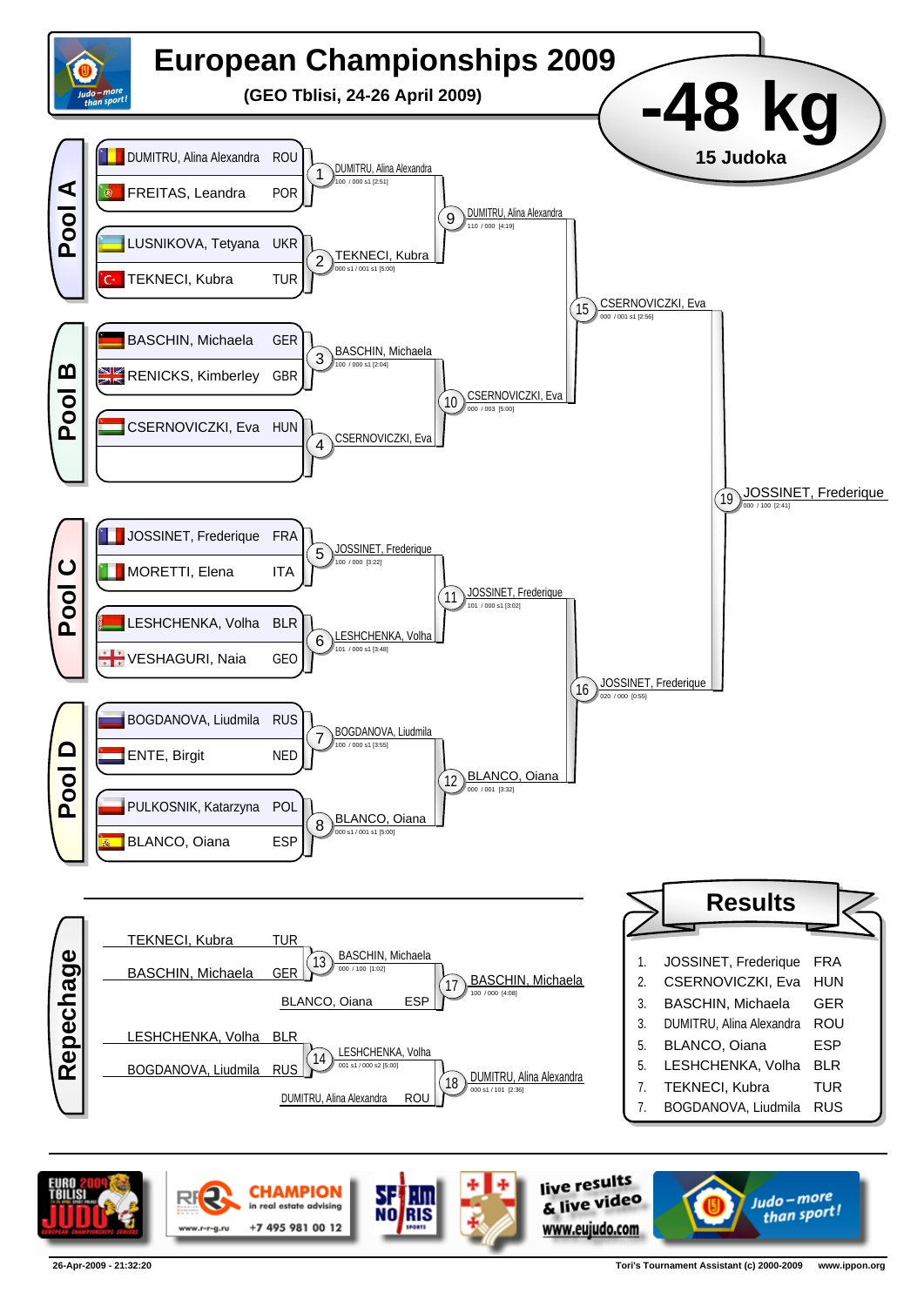# European Championships 2009

**(GEO Tblisi, 24-26 April 2009)**

## -48 kg

**15 Judoka**

### Pool A

| Name | Country |
|---|---|
| DUMITRU, Alina Alexandra | ROU |
| FREITAS, Leandra | POR |
| LUSNIKOVA, Tetyana | UKR |
| TEKNECI, Kubra | TUR |

- 1: DUMITRU, Alina Alexandra — 100 / 000 s1 [2:51]
- 2: TEKNECI, Kubra — 000 s1 / 001 s1 [5:00]
- 9: DUMITRU, Alina Alexandra — 110 / 000 [4:19]

### Pool B

| Name | Country |
|---|---|
| BASCHIN, Michaela | GER |
| RENICKS, Kimberley | GBR |
| CSERNOVICZKI, Eva | HUN |

- 3: BASCHIN, Michaela — 100 / 000 s1 [2:04]
- 4: CSERNOVICZKI, Eva
- 10: CSERNOVICZKI, Eva — 000 / 003 [5:00]
- 15: CSERNOVICZKI, Eva — 000 / 001 s1 [2:56]

### Pool C

| Name | Country |
|---|---|
| JOSSINET, Frederique | FRA |
| MORETTI, Elena | ITA |
| LESHCHENKA, Volha | BLR |
| VESHAGURI, Naia | GEO |

- 5: JOSSINET, Frederique — 100 / 000 [3:22]
- 6: LESHCHENKA, Volha — 101 / 000 s1 [3:48]
- 11: JOSSINET, Frederique — 101 / 000 s1 [3:02]

### Pool D

| Name | Country |
|---|---|
| BOGDANOVA, Liudmila | RUS |
| ENTE, Birgit | NED |
| PULKOSNIK, Katarzyna | POL |
| BLANCO, Oiana | ESP |

- 7: BOGDANOVA, Liudmila — 100 / 000 s1 [3:55]
- 8: BLANCO, Oiana — 000 s1 / 001 s1 [5:00]
- 12: BLANCO, Oiana — 000 / 001 [3:32]
- 16: JOSSINET, Frederique — 020 / 000 [0:55]

### Final

- 19: JOSSINET, Frederique — 000 / 100 [2:41]

### Repechage

- TEKNECI, Kubra (TUR) vs BASCHIN, Michaela (GER) → 13: BASCHIN, Michaela — 000 / 100 [1:02]
- 13 winner vs BLANCO, Oiana (ESP) → 17: BASCHIN, Michaela — 100 / 000 [4:08]
- LESHCHENKA, Volha (BLR) vs BOGDANOVA, Liudmila (RUS) → 14: LESHCHENKA, Volha — 001 s1 / 000 s2 [5:00]
- 14 winner vs DUMITRU, Alina Alexandra (ROU) → 18: DUMITRU, Alina Alexandra — 000 s1 / 101 [2:36]

### Results

| Place | Name | Country |
|---|---|---|
| 1. | JOSSINET, Frederique | FRA |
| 2. | CSERNOVICZKI, Eva | HUN |
| 3. | BASCHIN, Michaela | GER |
| 3. | DUMITRU, Alina Alexandra | ROU |
| 5. | BLANCO, Oiana | ESP |
| 5. | LESHCHENKA, Volha | BLR |
| 7. | TEKNECI, Kubra | TUR |
| 7. | BOGDANOVA, Liudmila | RUS |

live results & live video www.eujudo.com

Judo – more than sport!

26-Apr-2009 - 21:32:20 — Tori's Tournament Assistant (c) 2000-2009 — www.ippon.org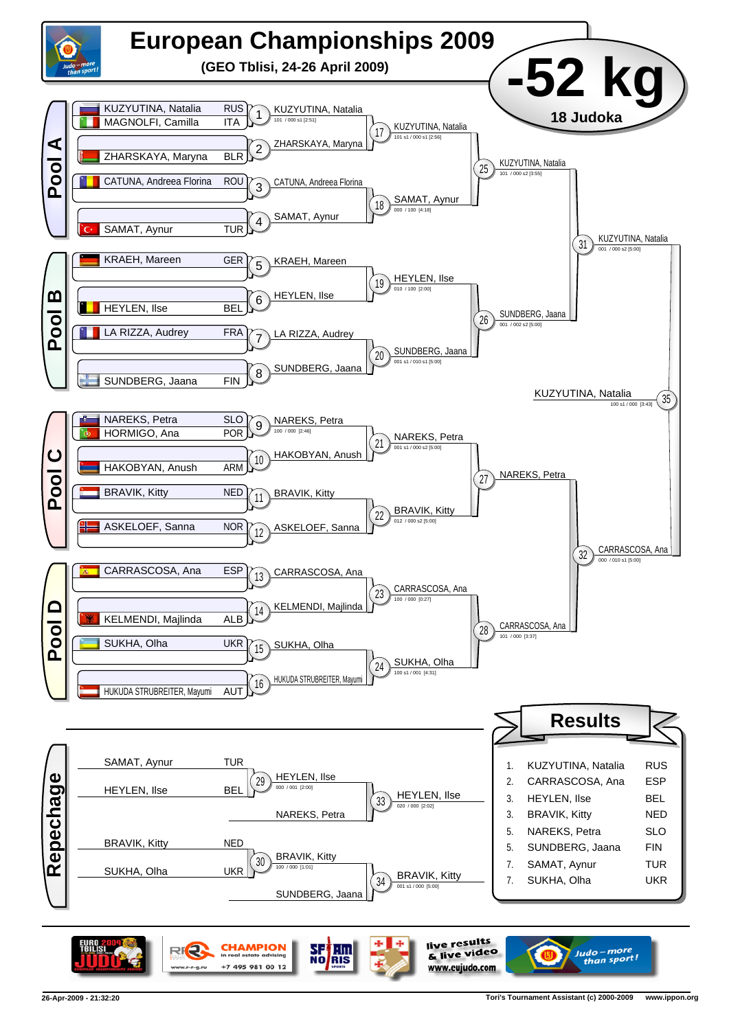# European Championships 2009

**(GEO Tblisi, 24-26 April 2009)**

## -52 kg

**18 Judoka**

### Pool A

| Athlete | Country |
|---|---|
| KUZYUTINA, Natalia | RUS |
| MAGNOLFI, Camilla | ITA |
| ZHARSKAYA, Maryna | BLR |
| CATUNA, Andreea Florina | ROU |
| SAMAT, Aynur | TUR |

- 1: KUZYUTINA, Natalia — 101 / 000 s1 [2:51]
- 2: ZHARSKAYA, Maryna
- 3: CATUNA, Andreea Florina
- 4: SAMAT, Aynur
- 17: KUZYUTINA, Natalia — 101 s1 / 000 s1 [2:56]
- 18: SAMAT, Aynur — 000 / 100 [4:18]
- 25: KUZYUTINA, Natalia — 101 / 000 s2 [3:55]

### Pool B

| Athlete | Country |
|---|---|
| KRAEH, Mareen | GER |
| HEYLEN, Ilse | BEL |
| LA RIZZA, Audrey | FRA |
| SUNDBERG, Jaana | FIN |

- 5: KRAEH, Mareen
- 6: HEYLEN, Ilse
- 7: LA RIZZA, Audrey
- 8: SUNDBERG, Jaana
- 19: HEYLEN, Ilse — 010 / 100 [2:00]
- 20: SUNDBERG, Jaana — 001 s1 / 010 s1 [5:00]
- 26: SUNDBERG, Jaana — 001 / 002 s2 [5:00]

- 31: KUZYUTINA, Natalia — 001 / 000 s2 [5:00]

### Pool C

| Athlete | Country |
|---|---|
| NAREKS, Petra | SLO |
| HORMIGO, Ana | POR |
| HAKOBYAN, Anush | ARM |
| BRAVIK, Kitty | NED |
| ASKELOEF, Sanna | NOR |

- 9: NAREKS, Petra — 100 / 000 [2:46]
- 10: HAKOBYAN, Anush
- 11: BRAVIK, Kitty
- 12: ASKELOEF, Sanna
- 21: NAREKS, Petra — 001 s1 / 000 s2 [5:00]
- 22: BRAVIK, Kitty — 012 / 000 s2 [5:00]
- 27: NAREKS, Petra

### Pool D

| Athlete | Country |
|---|---|
| CARRASCOSA, Ana | ESP |
| KELMENDI, Majlinda | ALB |
| SUKHA, Olha | UKR |
| HUKUDA STRUBREITER, Mayumi | AUT |

- 13: CARRASCOSA, Ana
- 14: KELMENDI, Majlinda
- 15: SUKHA, Olha
- 16: HUKUDA STRUBREITER, Mayumi
- 23: CARRASCOSA, Ana — 100 / 000 [0:27]
- 24: SUKHA, Olha — 100 s1 / 001 [4:31]
- 28: CARRASCOSA, Ana — 101 / 000 [3:37]

- 32: CARRASCOSA, Ana — 000 / 010 s1 [5:00]

### Final

- 35: KUZYUTINA, Natalia — 100 s1 / 000 [3:43]

### Repechage

| Athlete | Country |
|---|---|
| SAMAT, Aynur | TUR |
| HEYLEN, Ilse | BEL |
| BRAVIK, Kitty | NED |
| SUKHA, Olha | UKR |

- 29: HEYLEN, Ilse — 000 / 001 [2:00]
- 33: HEYLEN, Ilse — 020 / 000 [2:02] (vs. NAREKS, Petra)
- 30: BRAVIK, Kitty — 100 / 000 [1:01]
- 34: BRAVIK, Kitty — 001 s1 / 000 [5:00] (vs. SUNDBERG, Jaana)

## Results

| Place | Name | Country |
|---|---|---|
| 1. | KUZYUTINA, Natalia | RUS |
| 2. | CARRASCOSA, Ana | ESP |
| 3. | HEYLEN, Ilse | BEL |
| 3. | BRAVIK, Kitty | NED |
| 5. | NAREKS, Petra | SLO |
| 5. | SUNDBERG, Jaana | FIN |
| 7. | SAMAT, Aynur | TUR |
| 7. | SUKHA, Olha | UKR |

26-Apr-2009 - 21:32:20 — Tori's Tournament Assistant (c) 2000-2009 — www.ippon.org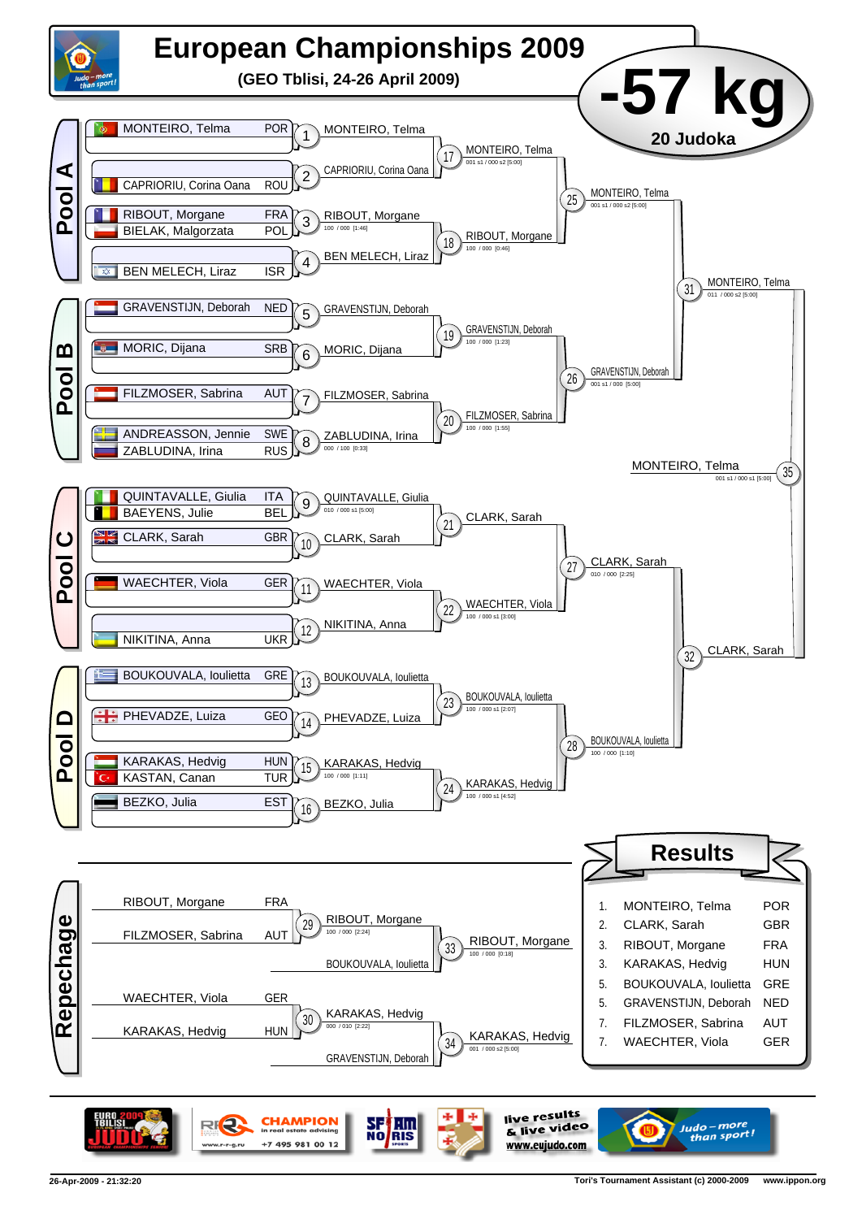# European Championships 2009

**(GEO Tblisi, 24-26 April 2009)**

# -57 kg

**20 Judoka**

## Pool A

| Match | Competitors | Winner | Score |
|---|---|---|---|
| 1 | MONTEIRO, Telma (POR) | MONTEIRO, Telma | |
| 2 | CAPRIORIU, Corina Oana (ROU) | CAPRIORIU, Corina Oana | |
| 3 | RIBOUT, Morgane (FRA) vs BIELAK, Malgorzata (POL) | RIBOUT, Morgane | 100 / 000 [1:46] |
| 4 | BEN MELECH, Liraz (ISR) | BEN MELECH, Liraz | |
| 17 | MONTEIRO, Telma vs CAPRIORIU, Corina Oana | MONTEIRO, Telma | 001 s1 / 000 s2 [5:00] |
| 18 | RIBOUT, Morgane vs BEN MELECH, Liraz | RIBOUT, Morgane | 100 / 000 [0:46] |
| 25 | MONTEIRO, Telma vs RIBOUT, Morgane | MONTEIRO, Telma | 001 s1 / 000 s2 [5:00] |

## Pool B

| Match | Competitors | Winner | Score |
|---|---|---|---|
| 5 | GRAVENSTIJN, Deborah (NED) | GRAVENSTIJN, Deborah | |
| 6 | MORIC, Dijana (SRB) | MORIC, Dijana | |
| 7 | FILZMOSER, Sabrina (AUT) | FILZMOSER, Sabrina | |
| 8 | ANDREASSON, Jennie (SWE) vs ZABLUDINA, Irina (RUS) | ZABLUDINA, Irina | 000 / 100 [0:33] |
| 19 | GRAVENSTIJN, Deborah vs MORIC, Dijana | GRAVENSTIJN, Deborah | 100 / 000 [1:23] |
| 20 | FILZMOSER, Sabrina vs ZABLUDINA, Irina | FILZMOSER, Sabrina | 100 / 000 [1:55] |
| 26 | GRAVENSTIJN, Deborah vs FILZMOSER, Sabrina | GRAVENSTIJN, Deborah | 001 s1 / 000 [5:00] |
| 31 | MONTEIRO, Telma vs GRAVENSTIJN, Deborah | MONTEIRO, Telma | 011 / 000 s2 [5:00] |

## Pool C

| Match | Competitors | Winner | Score |
|---|---|---|---|
| 9 | QUINTAVALLE, Giulia (ITA) vs BAEYENS, Julie (BEL) | QUINTAVALLE, Giulia | 010 / 000 s1 [5:00] |
| 10 | CLARK, Sarah (GBR) | CLARK, Sarah | |
| 11 | WAECHTER, Viola (GER) | WAECHTER, Viola | |
| 12 | NIKITINA, Anna (UKR) | NIKITINA, Anna | |
| 21 | QUINTAVALLE, Giulia vs CLARK, Sarah | CLARK, Sarah | |
| 22 | WAECHTER, Viola vs NIKITINA, Anna | WAECHTER, Viola | 100 / 000 s1 [3:00] |
| 27 | CLARK, Sarah vs WAECHTER, Viola | CLARK, Sarah | 010 / 000 [2:25] |

## Pool D

| Match | Competitors | Winner | Score |
|---|---|---|---|
| 13 | BOUKOUVALA, Ioulietta (GRE) | BOUKOUVALA, Ioulietta | |
| 14 | PHEVADZE, Luiza (GEO) | PHEVADZE, Luiza | |
| 15 | KARAKAS, Hedvig (HUN) vs KASTAN, Canan (TUR) | KARAKAS, Hedvig | 100 / 000 [1:11] |
| 16 | BEZKO, Julia (EST) | BEZKO, Julia | |
| 23 | BOUKOUVALA, Ioulietta vs PHEVADZE, Luiza | BOUKOUVALA, Ioulietta | 100 / 000 s1 [2:07] |
| 24 | KARAKAS, Hedvig vs BEZKO, Julia | KARAKAS, Hedvig | 100 / 000 s1 [4:52] |
| 28 | BOUKOUVALA, Ioulietta vs KARAKAS, Hedvig | BOUKOUVALA, Ioulietta | 100 / 000 [1:10] |
| 32 | CLARK, Sarah vs BOUKOUVALA, Ioulietta | CLARK, Sarah | |

## Final

| Match | Competitors | Winner | Score |
|---|---|---|---|
| 35 | MONTEIRO, Telma vs CLARK, Sarah | MONTEIRO, Telma | 001 s1 / 000 s1 [5:00] |

## Repechage

| Match | Competitors | Winner | Score |
|---|---|---|---|
| 29 | RIBOUT, Morgane (FRA) vs FILZMOSER, Sabrina (AUT) | RIBOUT, Morgane | 100 / 000 [2:24] |
| 33 | RIBOUT, Morgane vs BOUKOUVALA, Ioulietta | RIBOUT, Morgane | 100 / 000 [0:18] |
| 30 | WAECHTER, Viola (GER) vs KARAKAS, Hedvig (HUN) | KARAKAS, Hedvig | 000 / 010 [2:22] |
| 34 | KARAKAS, Hedvig vs GRAVENSTIJN, Deborah | KARAKAS, Hedvig | 001 / 000 s2 [5:00] |

## Results

| Place | Name | Country |
|---|---|---|
| 1. | MONTEIRO, Telma | POR |
| 2. | CLARK, Sarah | GBR |
| 3. | RIBOUT, Morgane | FRA |
| 3. | KARAKAS, Hedvig | HUN |
| 5. | BOUKOUVALA, Ioulietta | GRE |
| 5. | GRAVENSTIJN, Deborah | NED |
| 7. | FILZMOSER, Sabrina | AUT |
| 7. | WAECHTER, Viola | GER |

live results & live video www.eujudo.com

Judo – more than sport!

26-Apr-2009 - 21:32:20 — Tori's Tournament Assistant (c) 2000-2009 — www.ippon.org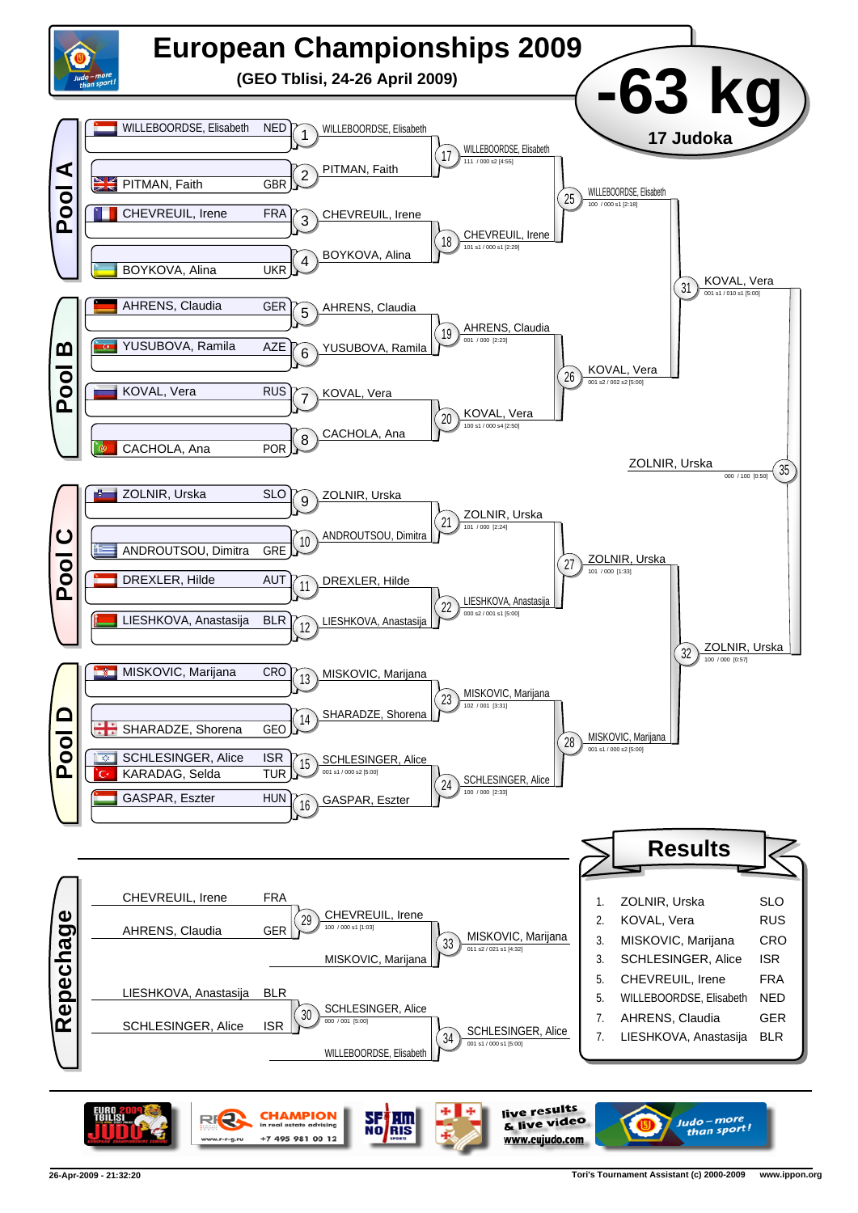# European Championships 2009

**(GEO Tblisi, 24-26 April 2009)**

## -63 kg

**17 Judoka**

## Pool A

| Name | Country |
|---|---|
| WILLEBOORDSE, Elisabeth | NED |
| PITMAN, Faith | GBR |
| CHEVREUIL, Irene | FRA |
| BOYKOVA, Alina | UKR |

- 1: WILLEBOORDSE, Elisabeth
- 2: PITMAN, Faith
- 3: CHEVREUIL, Irene
- 4: BOYKOVA, Alina
- 17: WILLEBOORDSE, Elisabeth — 111 / 000 s2 [4:55]
- 18: CHEVREUIL, Irene — 101 s1 / 000 s1 [2:29]
- 25: WILLEBOORDSE, Elisabeth — 100 / 000 s1 [2:18]

## Pool B

| Name | Country |
|---|---|
| AHRENS, Claudia | GER |
| YUSUBOVA, Ramila | AZE |
| KOVAL, Vera | RUS |
| CACHOLA, Ana | POR |

- 5: AHRENS, Claudia
- 6: YUSUBOVA, Ramila
- 7: KOVAL, Vera
- 8: CACHOLA, Ana
- 19: AHRENS, Claudia — 001 / 000 [2:23]
- 20: KOVAL, Vera — 100 s1 / 000 s4 [2:50]
- 26: KOVAL, Vera — 001 s2 / 002 s2 [5:00]
- 31: KOVAL, Vera — 001 s1 / 010 s1 [5:00]

## Pool C

| Name | Country |
|---|---|
| ZOLNIR, Urska | SLO |
| ANDROUTSOU, Dimitra | GRE |
| DREXLER, Hilde | AUT |
| LIESHKOVA, Anastasija | BLR |

- 9: ZOLNIR, Urska
- 10: ANDROUTSOU, Dimitra
- 11: DREXLER, Hilde
- 12: LIESHKOVA, Anastasija
- 21: ZOLNIR, Urska — 101 / 000 [2:24]
- 22: LIESHKOVA, Anastasija — 000 s2 / 001 s1 [5:00]
- 27: ZOLNIR, Urska — 101 / 000 [1:33]

## Pool D

| Name | Country |
|---|---|
| MISKOVIC, Marijana | CRO |
| SHARADZE, Shorena | GEO |
| SCHLESINGER, Alice | ISR |
| KARADAG, Selda | TUR |
| GASPAR, Eszter | HUN |

- 13: MISKOVIC, Marijana
- 14: SHARADZE, Shorena
- 15: SCHLESINGER, Alice — 001 s1 / 000 s2 [5:00]
- 16: GASPAR, Eszter
- 23: MISKOVIC, Marijana — 102 / 001 [3:31]
- 24: SCHLESINGER, Alice — 100 / 000 [2:33]
- 28: MISKOVIC, Marijana — 001 s1 / 000 s2 [5:00]
- 32: ZOLNIR, Urska — 100 / 000 [0:57]

## Final

- 35: ZOLNIR, Urska — 000 / 100 [0:50]

## Repechage

| Name | Country |
|---|---|
| CHEVREUIL, Irene | FRA |
| AHRENS, Claudia | GER |
| LIESHKOVA, Anastasija | BLR |
| SCHLESINGER, Alice | ISR |

- 29: CHEVREUIL, Irene — 100 / 000 s1 [1:03]
- 33: MISKOVIC, Marijana — 011 s2 / 021 s1 [4:32] (vs MISKOVIC, Marijana)
- 30: SCHLESINGER, Alice — 000 / 001 [5:00]
- 34: SCHLESINGER, Alice — 001 s1 / 000 s1 [5:00] (vs WILLEBOORDSE, Elisabeth)

## Results

| Place | Name | Country |
|---|---|---|
| 1. | ZOLNIR, Urska | SLO |
| 2. | KOVAL, Vera | RUS |
| 3. | MISKOVIC, Marijana | CRO |
| 3. | SCHLESINGER, Alice | ISR |
| 5. | CHEVREUIL, Irene | FRA |
| 5. | WILLEBOORDSE, Elisabeth | NED |
| 7. | AHRENS, Claudia | GER |
| 7. | LIESHKOVA, Anastasija | BLR |

live results & live video www.eujudo.com

26-Apr-2009 - 21:32:20 — Tori's Tournament Assistant (c) 2000-2009 — www.ippon.org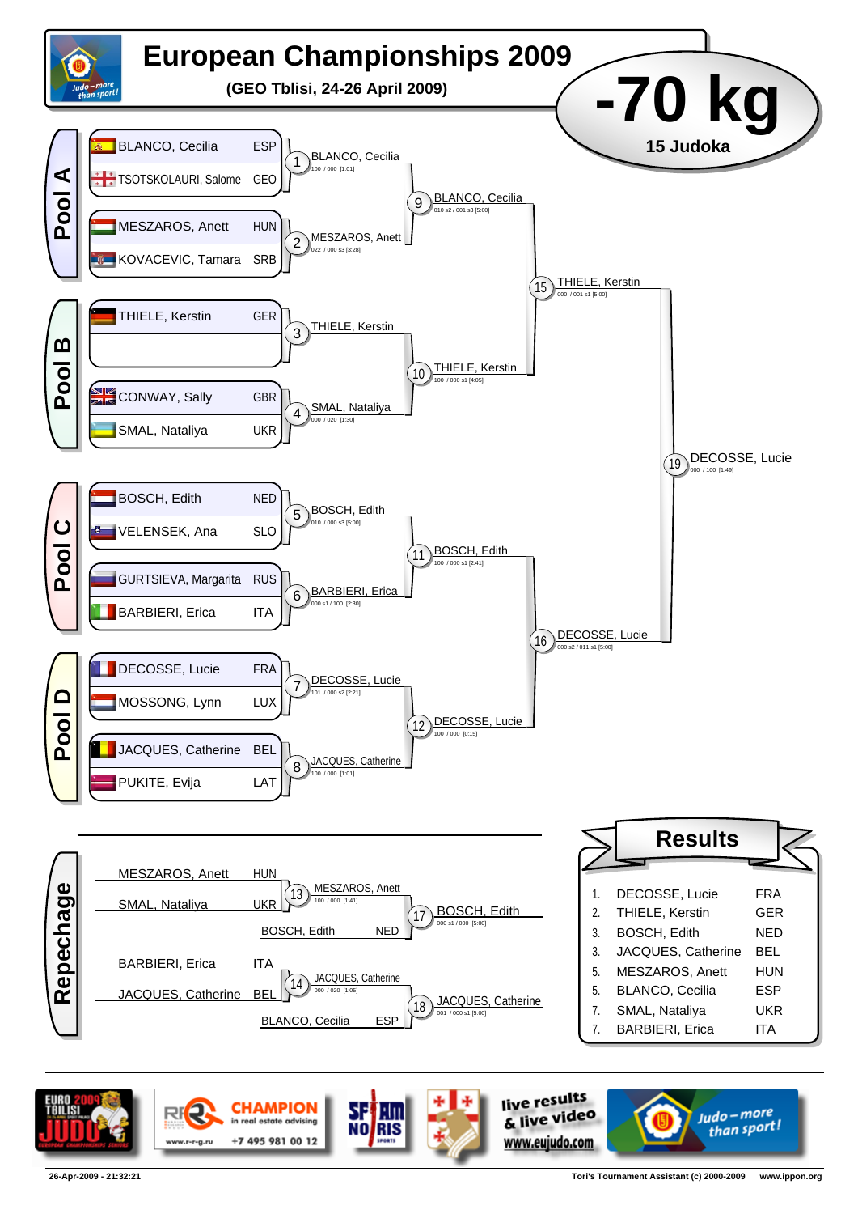# European Championships 2009

**(GEO Tblisi, 24-26 April 2009)**

## -70 kg

**15 Judoka**

### Pool A

| Competitor | Country |
|---|---|
| BLANCO, Cecilia | ESP |
| TSOTSKOLAURI, Salome | GEO |
| MESZAROS, Anett | HUN |
| KOVACEVIC, Tamara | SRB |

- 1: BLANCO, Cecilia — 100 / 000 [1:01]
- 2: MESZAROS, Anett — 022 / 000 s3 [3:28]
- 9: BLANCO, Cecilia — 010 s2 / 001 s3 [5:00]

### Pool B

| Competitor | Country |
|---|---|
| THIELE, Kerstin | GER |
| | |
| CONWAY, Sally | GBR |
| SMAL, Nataliya | UKR |

- 3: THIELE, Kerstin
- 4: SMAL, Nataliya — 000 / 020 [1:30]
- 10: THIELE, Kerstin — 100 / 000 s1 [4:05]
- 15: THIELE, Kerstin — 000 / 001 s1 [5:00]

### Pool C

| Competitor | Country |
|---|---|
| BOSCH, Edith | NED |
| VELENSEK, Ana | SLO |
| GURTSIEVA, Margarita | RUS |
| BARBIERI, Erica | ITA |

- 5: BOSCH, Edith — 010 / 000 s3 [5:00]
- 6: BARBIERI, Erica — 000 s1 / 100 [2:30]
- 11: BOSCH, Edith — 100 / 000 s1 [2:41]

### Pool D

| Competitor | Country |
|---|---|
| DECOSSE, Lucie | FRA |
| MOSSONG, Lynn | LUX |
| JACQUES, Catherine | BEL |
| PUKITE, Evija | LAT |

- 7: DECOSSE, Lucie — 101 / 000 s2 [2:21]
- 8: JACQUES, Catherine — 100 / 000 [1:01]
- 12: DECOSSE, Lucie — 100 / 000 [0:15]
- 16: DECOSSE, Lucie — 000 s2 / 011 s1 [5:00]

**Final**

- 19: DECOSSE, Lucie — 000 / 100 [1:49]

### Repechage

- MESZAROS, Anett (HUN) vs SMAL, Nataliya (UKR) — 13: MESZAROS, Anett — 100 / 000 [1:41]
- 17: MESZAROS, Anett vs BOSCH, Edith (NED) — BOSCH, Edith — 000 s1 / 000 [5:00]
- BARBIERI, Erica (ITA) vs JACQUES, Catherine (BEL) — 14: JACQUES, Catherine — 000 / 020 [1:05]
- 18: JACQUES, Catherine vs BLANCO, Cecilia (ESP) — JACQUES, Catherine — 001 / 000 s1 [5:00]

### Results

| Place | Name | Country |
|---|---|---|
| 1. | DECOSSE, Lucie | FRA |
| 2. | THIELE, Kerstin | GER |
| 3. | BOSCH, Edith | NED |
| 3. | JACQUES, Catherine | BEL |
| 5. | MESZAROS, Anett | HUN |
| 5. | BLANCO, Cecilia | ESP |
| 7. | SMAL, Nataliya | UKR |
| 7. | BARBIERI, Erica | ITA |

live results & live video www.eujudo.com

Judo – more than sport!

26-Apr-2009 - 21:32:21 — Tori's Tournament Assistant (c) 2000-2009 — www.ippon.org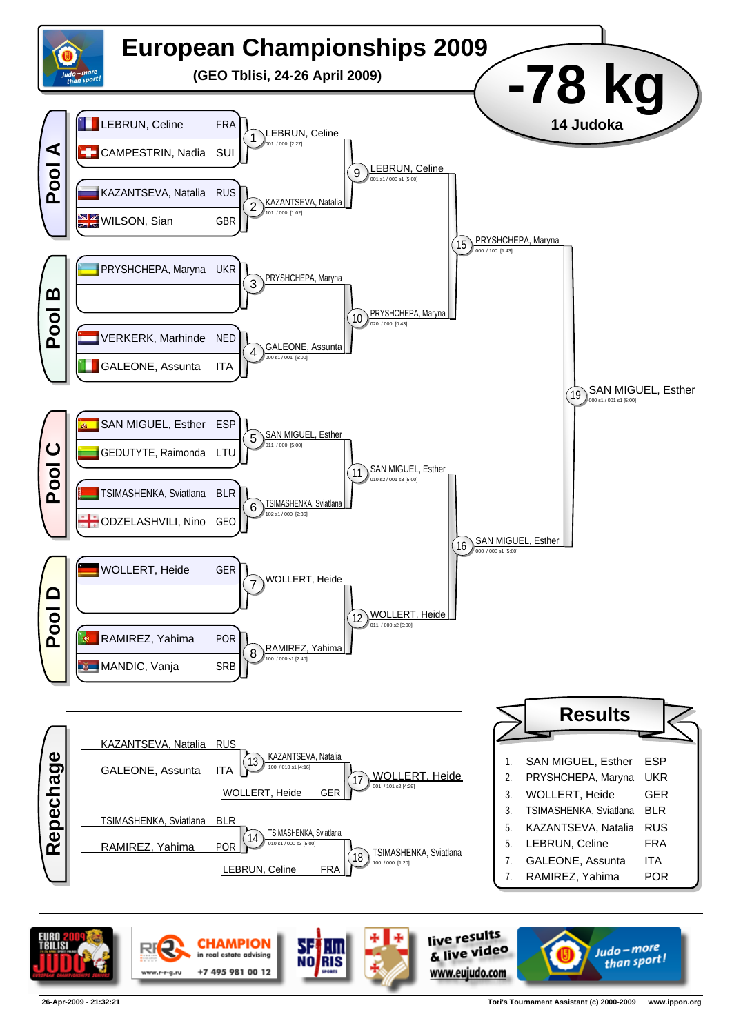# European Championships 2009

**(GEO Tblisi, 24-26 April 2009)**

## -78 kg

**14 Judoka**

### Pool A

| Athlete | Country |
|---|---|
| LEBRUN, Celine | FRA |
| CAMPESTRIN, Nadia | SUI |
| KAZANTSEVA, Natalia | RUS |
| WILSON, Sian | GBR |

- 1: LEBRUN, Celine — 001 / 000 [2:27]
- 2: KAZANTSEVA, Natalia — 101 / 000 [1:02]
- 9: LEBRUN, Celine — 001 s1 / 000 s1 [5:00]

### Pool B

| Athlete | Country |
|---|---|
| PRYSHCHEPA, Maryna | UKR |
| | |
| VERKERK, Marhinde | NED |
| GALEONE, Assunta | ITA |

- 3: PRYSHCHEPA, Maryna
- 4: GALEONE, Assunta — 000 s1 / 001 [5:00]
- 10: PRYSHCHEPA, Maryna — 020 / 000 [0:43]
- 15: PRYSHCHEPA, Maryna — 000 / 100 [1:43]

### Pool C

| Athlete | Country |
|---|---|
| SAN MIGUEL, Esther | ESP |
| GEDUTYTE, Raimonda | LTU |
| TSIMASHENKA, Sviatlana | BLR |
| ODZELASHVILI, Nino | GEO |

- 5: SAN MIGUEL, Esther — 011 / 000 [5:00]
- 6: TSIMASHENKA, Sviatlana — 102 s1 / 000 [2:36]
- 11: SAN MIGUEL, Esther — 010 s2 / 001 s3 [5:00]

### Pool D

| Athlete | Country |
|---|---|
| WOLLERT, Heide | GER |
| | |
| RAMIREZ, Yahima | POR |
| MANDIC, Vanja | SRB |

- 7: WOLLERT, Heide
- 8: RAMIREZ, Yahima — 100 / 000 s1 [2:40]
- 12: WOLLERT, Heide — 011 / 000 s2 [5:00]
- 16: SAN MIGUEL, Esther — 000 / 000 s1 [5:00]

### Final

- 19: SAN MIGUEL, Esther — 000 s1 / 001 s1 [5:00]

### Repechage

- 13: KAZANTSEVA, Natalia (RUS) vs GALEONE, Assunta (ITA) — KAZANTSEVA, Natalia — 100 / 010 s1 [4:16]
- 17: KAZANTSEVA, Natalia vs WOLLERT, Heide (GER) — WOLLERT, Heide — 001 / 101 s2 [4:29]
- 14: TSIMASHENKA, Sviatlana (BLR) vs RAMIREZ, Yahima (POR) — TSIMASHENKA, Sviatlana — 010 s1 / 000 s3 [5:00]
- 18: TSIMASHENKA, Sviatlana vs LEBRUN, Celine (FRA) — TSIMASHENKA, Sviatlana — 100 / 000 [1:20]

### Results

| Place | Athlete | Country |
|---|---|---|
| 1. | SAN MIGUEL, Esther | ESP |
| 2. | PRYSHCHEPA, Maryna | UKR |
| 3. | WOLLERT, Heide | GER |
| 3. | TSIMASHENKA, Sviatlana | BLR |
| 5. | KAZANTSEVA, Natalia | RUS |
| 5. | LEBRUN, Celine | FRA |
| 7. | GALEONE, Assunta | ITA |
| 7. | RAMIREZ, Yahima | POR |

26-Apr-2009 - 21:32:21 — Tori's Tournament Assistant (c) 2000-2009 — www.ippon.org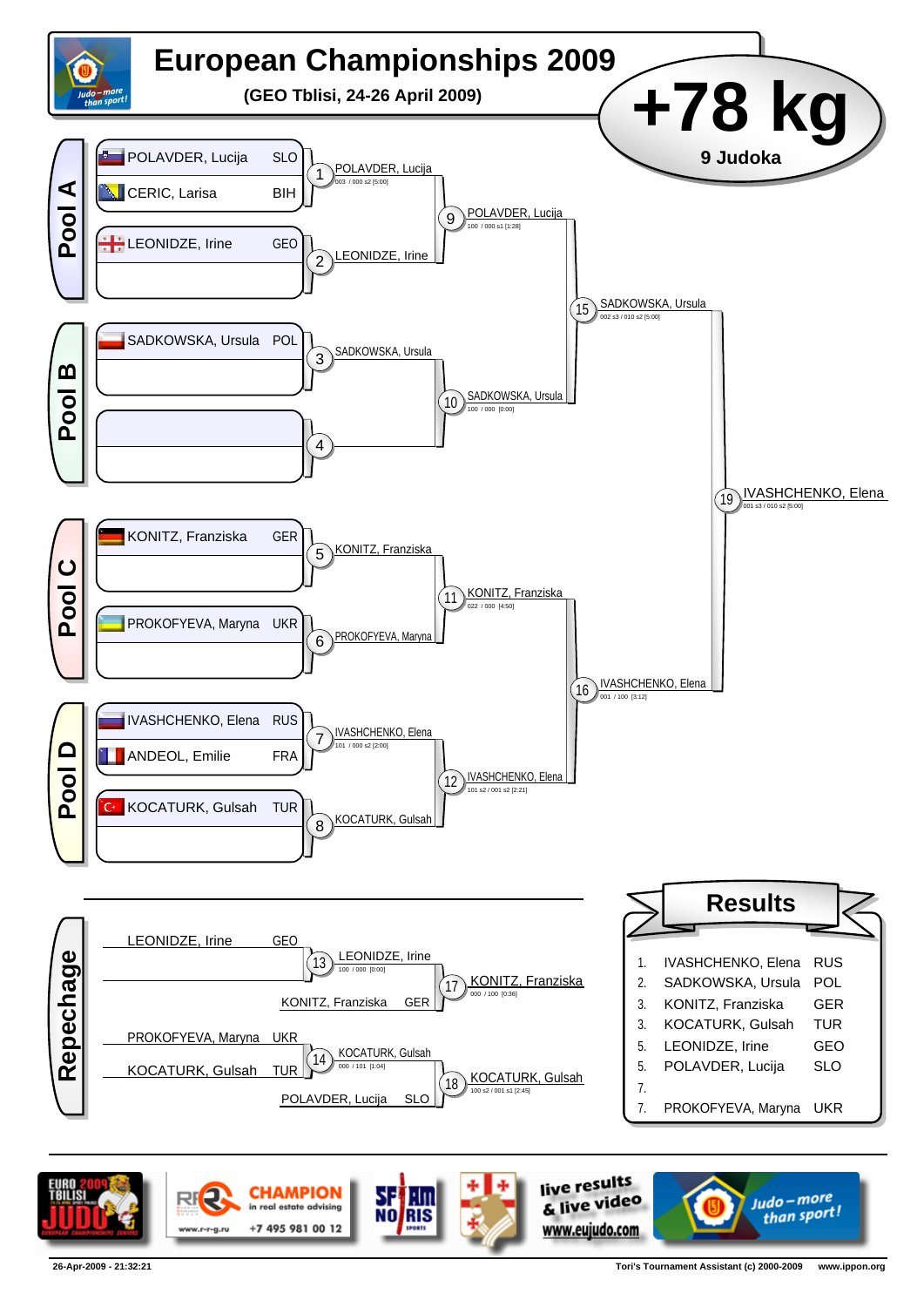# European Championships 2009

**(GEO Tblisi, 24-26 April 2009)**

# +78 kg

**9 Judoka**

## Pool A

POLAVDER, Lucija SLO
CERIC, Larisa BIH
LEONIDZE, Irine GEO

1 POLAVDER, Lucija
003 / 000 s2 [5:00]

2 LEONIDZE, Irine

9 POLAVDER, Lucija
100 / 000 s1 [1:28]

## Pool B

SADKOWSKA, Ursula POL

3 SADKOWSKA, Ursula

4

10 SADKOWSKA, Ursula
100 / 000 [0:00]

15 SADKOWSKA, Ursula
002 s3 / 010 s2 [5:00]

## Pool C

KONITZ, Franziska GER
PROKOFYEVA, Maryna UKR

5 KONITZ, Franziska

6 PROKOFYEVA, Maryna

11 KONITZ, Franziska
022 / 000 [4:50]

## Pool D

IVASHCHENKO, Elena RUS
ANDEOL, Emilie FRA
KOCATURK, Gulsah TUR

7 IVASHCHENKO, Elena
101 / 000 s2 [2:00]

8 KOCATURK, Gulsah

12 IVASHCHENKO, Elena
101 s2 / 001 s2 [2:21]

16 IVASHCHENKO, Elena
001 / 100 [3:12]

19 IVASHCHENKO, Elena
001 s3 / 010 s2 [5:00]

## Repechage

LEONIDZE, Irine GEO

13 LEONIDZE, Irine
100 / 000 [0:00]

KONITZ, Franziska GER

17 KONITZ, Franziska
000 / 100 [0:36]

PROKOFYEVA, Maryna UKR
KOCATURK, Gulsah TUR

14 KOCATURK, Gulsah
000 / 101 [1:04]

POLAVDER, Lucija SLO

18 KOCATURK, Gulsah
100 s2 / 001 s1 [2:45]

## Results

| | | |
|---|---|---|
| 1. | IVASHCHENKO, Elena | RUS |
| 2. | SADKOWSKA, Ursula | POL |
| 3. | KONITZ, Franziska | GER |
| 3. | KOCATURK, Gulsah | TUR |
| 5. | LEONIDZE, Irine | GEO |
| 5. | POLAVDER, Lucija | SLO |
| 7. | | |
| 7. | PROKOFYEVA, Maryna | UKR |

26-Apr-2009 - 21:32:21 Tori's Tournament Assistant (c) 2000-2009 www.ippon.org